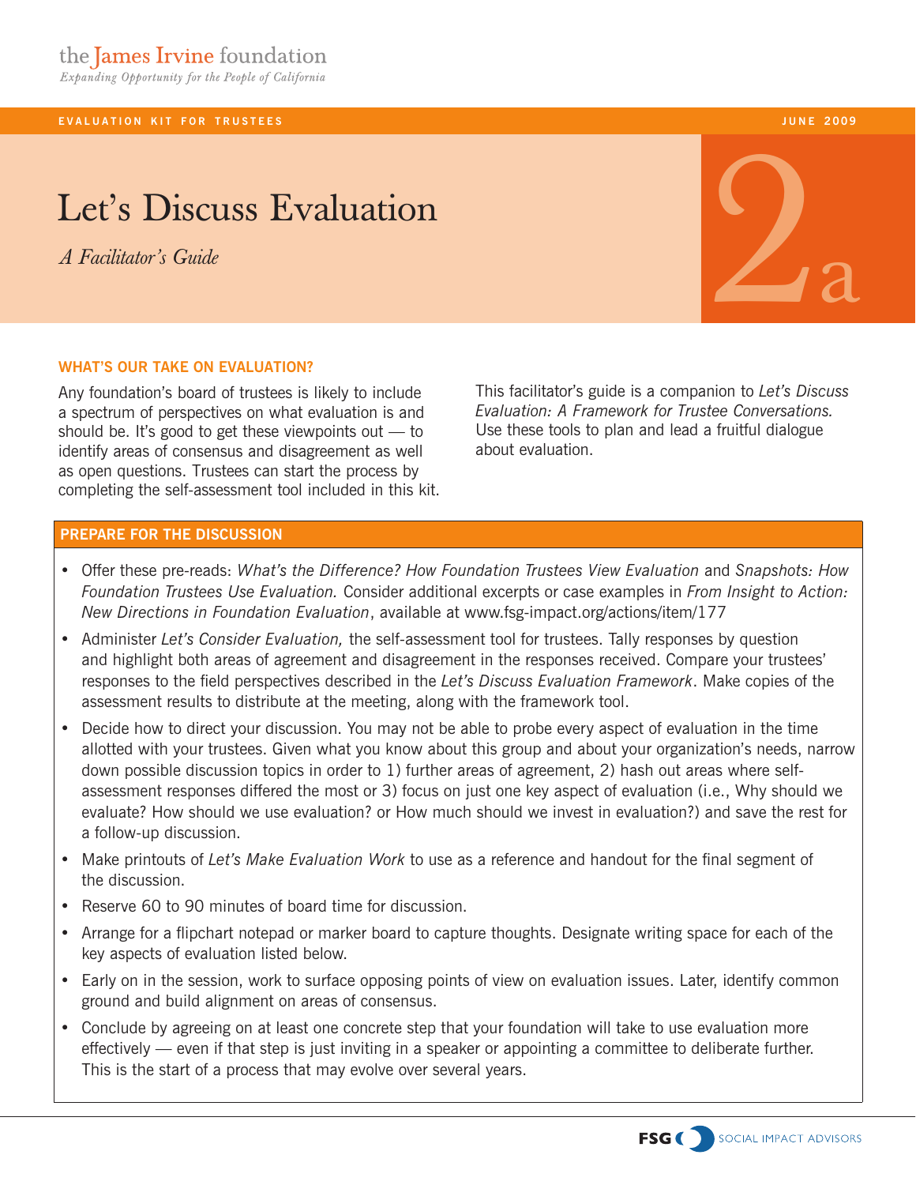the James Irvine foundation

*Expanding Opportunity for the People of California*

EVALUATION KIT FOR TRUSTEES

JUNE 2009

# Let's Discuss Evaluation

*A Facilitator's Guide*

2a

## WHAT'S OUR TAKE ON EVALUATION?

Any foundation's board of trustees is likely to include a spectrum of perspectives on what evaluation is and should be. It's good to get these viewpoints out — to identify areas of consensus and disagreement as well as open questions. Trustees can start the process by completing the self-assessment tool included in this kit.

This facilitator's guide is a companion to *Let's Discuss Evaluation: A Framework for Trustee Conversations.* Use these tools to plan and lead a fruitful dialogue about evaluation.

## PREPARE FOR THE DISCUSSION

- Offer these pre-reads: *What's the Difference? How Foundation Trustees View Evaluation* and *Snapshots: How Foundation Trustees Use Evaluation.* Consider additional excerpts or case examples in *From Insight to Action: New Directions in Foundation Evaluation*, available at www.fsg-impact.org/actions/item/177
- Administer *Let's Consider Evaluation,* the self-assessment tool for trustees. Tally responses by question and highlight both areas of agreement and disagreement in the responses received. Compare your trustees' responses to the field perspectives described in the *Let's Discuss Evaluation Framework*. Make copies of the assessment results to distribute at the meeting, along with the framework tool.
- Decide how to direct your discussion. You may not be able to probe every aspect of evaluation in the time allotted with your trustees. Given what you know about this group and about your organization's needs, narrow down possible discussion topics in order to 1) further areas of agreement, 2) hash out areas where self-assessment responses differed the most or 3) focus on just one key aspect of evaluation (i.e., Why should we evaluate? How should we use evaluation? or How much should we invest in evaluation?) and save the rest for a follow-up discussion.
- Make printouts of *Let's Make Evaluation Work* to use as a reference and handout for the final segment of the discussion.
- Reserve 60 to 90 minutes of board time for discussion.
- Arrange for a flipchart notepad or marker board to capture thoughts. Designate writing space for each of the key aspects of evaluation listed below.
- Early on in the session, work to surface opposing points of view on evaluation issues. Later, identify common ground and build alignment on areas of consensus.
- Conclude by agreeing on at least one concrete step that your foundation will take to use evaluation more effectively — even if that step is just inviting in a speaker or appointing a committee to deliberate further. This is the start of a process that may evolve over several years.

FSG SOCIAL IMPACT ADVISORS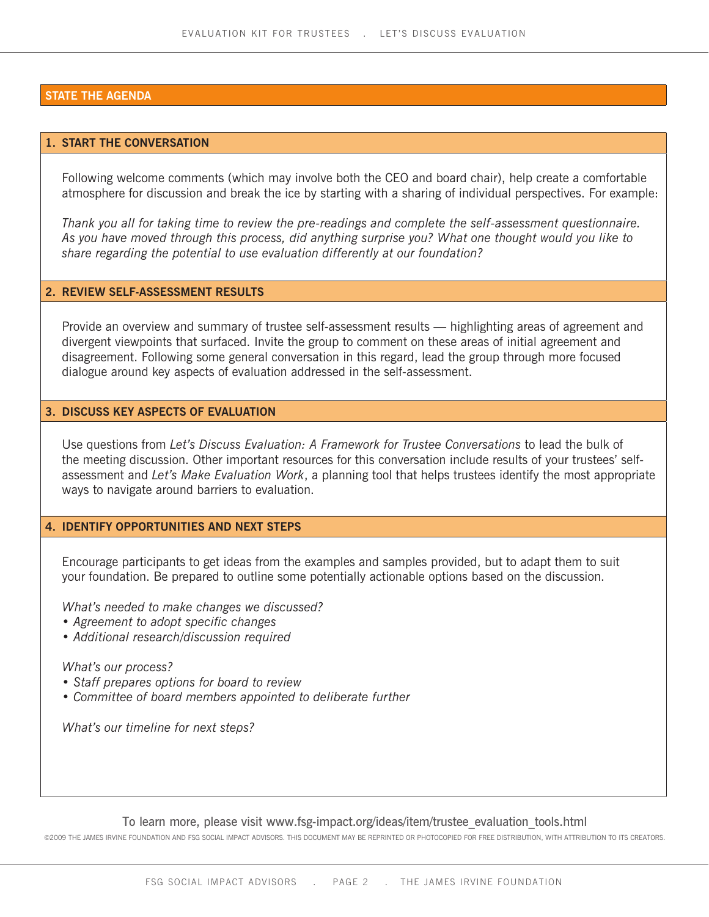## STATE THE AGENDA

### 1. START THE CONVERSATION

Following welcome comments (which may involve both the CEO and board chair), help create a comfortable atmosphere for discussion and break the ice by starting with a sharing of individual perspectives. For example:

*Thank you all for taking time to review the pre-readings and complete the self-assessment questionnaire. As you have moved through this process, did anything surprise you? What one thought would you like to share regarding the potential to use evaluation differently at our foundation?*

### 2. REVIEW SELF-ASSESSMENT RESULTS

Provide an overview and summary of trustee self-assessment results — highlighting areas of agreement and divergent viewpoints that surfaced. Invite the group to comment on these areas of initial agreement and disagreement. Following some general conversation in this regard, lead the group through more focused dialogue around key aspects of evaluation addressed in the self-assessment.

### 3. DISCUSS KEY ASPECTS OF EVALUATION

Use questions from *Let's Discuss Evaluation: A Framework for Trustee Conversations* to lead the bulk of the meeting discussion. Other important resources for this conversation include results of your trustees' self-assessment and *Let's Make Evaluation Work*, a planning tool that helps trustees identify the most appropriate ways to navigate around barriers to evaluation.

### 4. IDENTIFY OPPORTUNITIES AND NEXT STEPS

Encourage participants to get ideas from the examples and samples provided, but to adapt them to suit your foundation. Be prepared to outline some potentially actionable options based on the discussion.

*What's needed to make changes we discussed?*
- *Agreement to adopt specific changes*
- *Additional research/discussion required*

*What's our process?*
- *Staff prepares options for board to review*
- *Committee of board members appointed to deliberate further*

*What's our timeline for next steps?*

To learn more, please visit www.fsg-impact.org/ideas/item/trustee_evaluation_tools.html

©2009 THE JAMES IRVINE FOUNDATION AND FSG SOCIAL IMPACT ADVISORS. THIS DOCUMENT MAY BE REPRINTED OR PHOTOCOPIED FOR FREE DISTRIBUTION, WITH ATTRIBUTION TO ITS CREATORS.